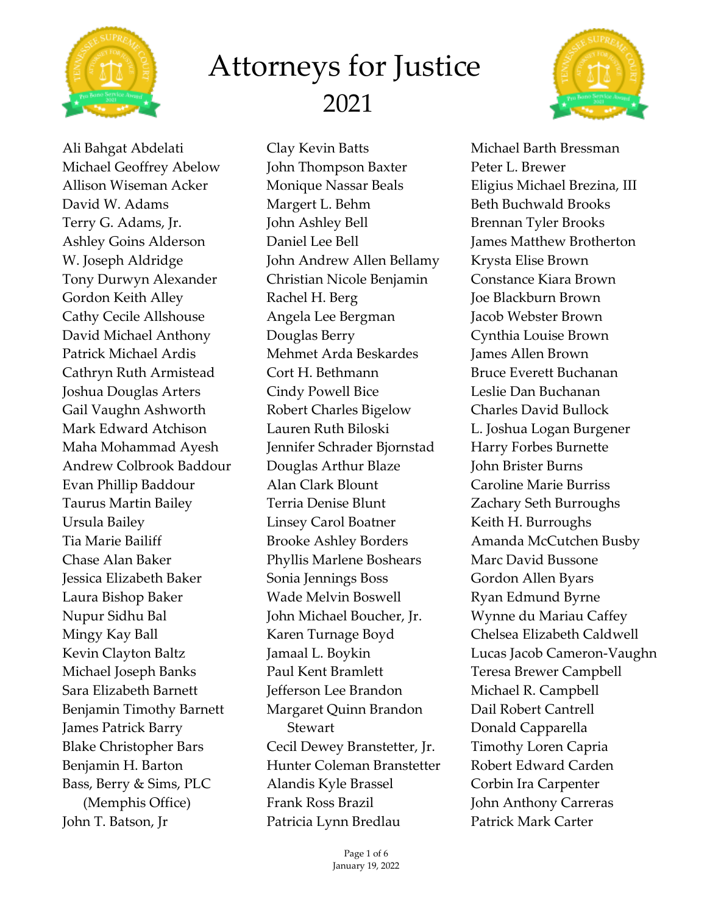# Attorneys for Justice

## 2021

Ali Bahgat Abdelati
Michael Geoffrey Abelow
Allison Wiseman Acker
David W. Adams
Terry G. Adams, Jr.
Ashley Goins Alderson
W. Joseph Aldridge
Tony Durwyn Alexander
Gordon Keith Alley
Cathy Cecile Allshouse
David Michael Anthony
Patrick Michael Ardis
Cathryn Ruth Armistead
Joshua Douglas Arters
Gail Vaughn Ashworth
Mark Edward Atchison
Maha Mohammad Ayesh
Andrew Colbrook Baddour
Evan Phillip Baddour
Taurus Martin Bailey
Ursula Bailey
Tia Marie Bailiff
Chase Alan Baker
Jessica Elizabeth Baker
Laura Bishop Baker
Nupur Sidhu Bal
Mingy Kay Ball
Kevin Clayton Baltz
Michael Joseph Banks
Sara Elizabeth Barnett
Benjamin Timothy Barnett
James Patrick Barry
Blake Christopher Bars
Benjamin H. Barton
Bass, Berry & Sims, PLC (Memphis Office)
John T. Batson, Jr
Clay Kevin Batts
John Thompson Baxter
Monique Nassar Beals
Margert L. Behm
John Ashley Bell
Daniel Lee Bell
John Andrew Allen Bellamy
Christian Nicole Benjamin
Rachel H. Berg
Angela Lee Bergman
Douglas Berry
Mehmet Arda Beskardes
Cort H. Bethmann
Cindy Powell Bice
Robert Charles Bigelow
Lauren Ruth Biloski
Jennifer Schrader Bjornstad
Douglas Arthur Blaze
Alan Clark Blount
Terria Denise Blunt
Linsey Carol Boatner
Brooke Ashley Borders
Phyllis Marlene Boshears
Sonia Jennings Boss
Wade Melvin Boswell
John Michael Boucher, Jr.
Karen Turnage Boyd
Jamaal L. Boykin
Paul Kent Bramlett
Jefferson Lee Brandon
Margaret Quinn Brandon Stewart
Cecil Dewey Branstetter, Jr.
Hunter Coleman Branstetter
Alandis Kyle Brassel
Frank Ross Brazil
Patricia Lynn Bredlau
Michael Barth Bressman
Peter L. Brewer
Eligius Michael Brezina, III
Beth Buchwald Brooks
Brennan Tyler Brooks
James Matthew Brotherton
Krysta Elise Brown
Constance Kiara Brown
Joe Blackburn Brown
Jacob Webster Brown
Cynthia Louise Brown
James Allen Brown
Bruce Everett Buchanan
Leslie Dan Buchanan
Charles David Bullock
L. Joshua Logan Burgener
Harry Forbes Burnette
John Brister Burns
Caroline Marie Burriss
Zachary Seth Burroughs
Keith H. Burroughs
Amanda McCutchen Busby
Marc David Bussone
Gordon Allen Byars
Ryan Edmund Byrne
Wynne du Mariau Caffey
Chelsea Elizabeth Caldwell
Lucas Jacob Cameron-Vaughn
Teresa Brewer Campbell
Michael R. Campbell
Dail Robert Cantrell
Donald Capparella
Timothy Loren Capria
Robert Edward Carden
Corbin Ira Carpenter
John Anthony Carreras
Patrick Mark Carter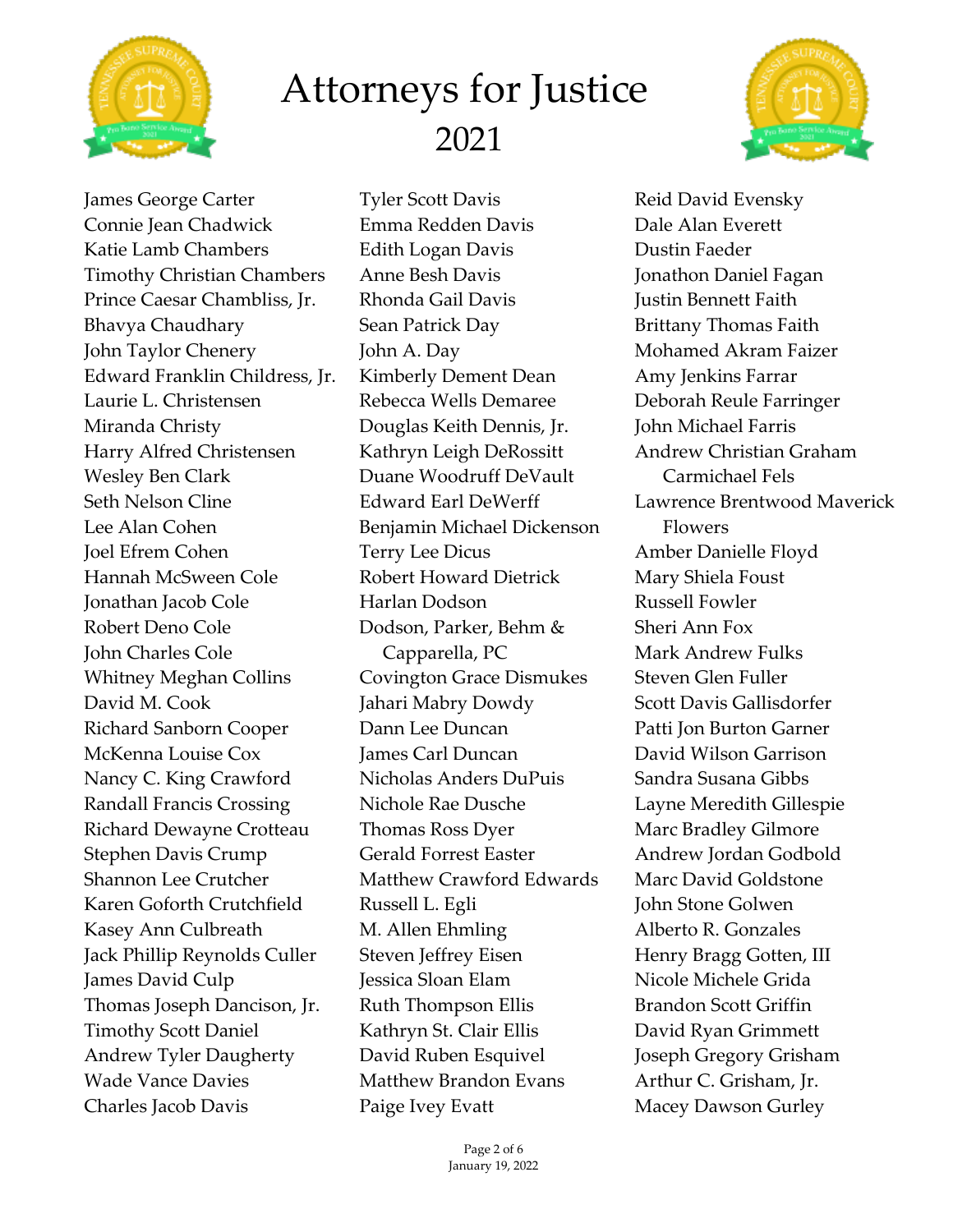# Attorneys for Justice
## 2021

James George Carter
Connie Jean Chadwick
Katie Lamb Chambers
Timothy Christian Chambers
Prince Caesar Chambliss, Jr.
Bhavya Chaudhary
John Taylor Chenery
Edward Franklin Childress, Jr.
Laurie L. Christensen
Miranda Christy
Harry Alfred Christensen
Wesley Ben Clark
Seth Nelson Cline
Lee Alan Cohen
Joel Efrem Cohen
Hannah McSween Cole
Jonathan Jacob Cole
Robert Deno Cole
John Charles Cole
Whitney Meghan Collins
David M. Cook
Richard Sanborn Cooper
McKenna Louise Cox
Nancy C. King Crawford
Randall Francis Crossing
Richard Dewayne Crotteau
Stephen Davis Crump
Shannon Lee Crutcher
Karen Goforth Crutchfield
Kasey Ann Culbreath
Jack Phillip Reynolds Culler
James David Culp
Thomas Joseph Dancison, Jr.
Timothy Scott Daniel
Andrew Tyler Daugherty
Wade Vance Davies
Charles Jacob Davis
Tyler Scott Davis
Emma Redden Davis
Edith Logan Davis
Anne Besh Davis
Rhonda Gail Davis
Sean Patrick Day
John A. Day
Kimberly Dement Dean
Rebecca Wells Demaree
Douglas Keith Dennis, Jr.
Kathryn Leigh DeRossitt
Duane Woodruff DeVault
Edward Earl DeWerff
Benjamin Michael Dickenson
Terry Lee Dicus
Robert Howard Dietrick
Harlan Dodson
Dodson, Parker, Behm & Capparella, PC
Covington Grace Dismukes
Jahari Mabry Dowdy
Dann Lee Duncan
James Carl Duncan
Nicholas Anders DuPuis
Nichole Rae Dusche
Thomas Ross Dyer
Gerald Forrest Easter
Matthew Crawford Edwards
Russell L. Egli
M. Allen Ehmling
Steven Jeffrey Eisen
Jessica Sloan Elam
Ruth Thompson Ellis
Kathryn St. Clair Ellis
David Ruben Esquivel
Matthew Brandon Evans
Paige Ivey Evatt
Reid David Evensky
Dale Alan Everett
Dustin Faeder
Jonathon Daniel Fagan
Justin Bennett Faith
Brittany Thomas Faith
Mohamed Akram Faizer
Amy Jenkins Farrar
Deborah Reule Farringer
John Michael Farris
Andrew Christian Graham Carmichael Fels
Lawrence Brentwood Maverick Flowers
Amber Danielle Floyd
Mary Shiela Foust
Russell Fowler
Sheri Ann Fox
Mark Andrew Fulks
Steven Glen Fuller
Scott Davis Gallisdorfer
Patti Jon Burton Garner
David Wilson Garrison
Sandra Susana Gibbs
Layne Meredith Gillespie
Marc Bradley Gilmore
Andrew Jordan Godbold
Marc David Goldstone
John Stone Golwen
Alberto R. Gonzales
Henry Bragg Gotten, III
Nicole Michele Grida
Brandon Scott Griffin
David Ryan Grimmett
Joseph Gregory Grisham
Arthur C. Grisham, Jr.
Macey Dawson Gurley

January 19, 2022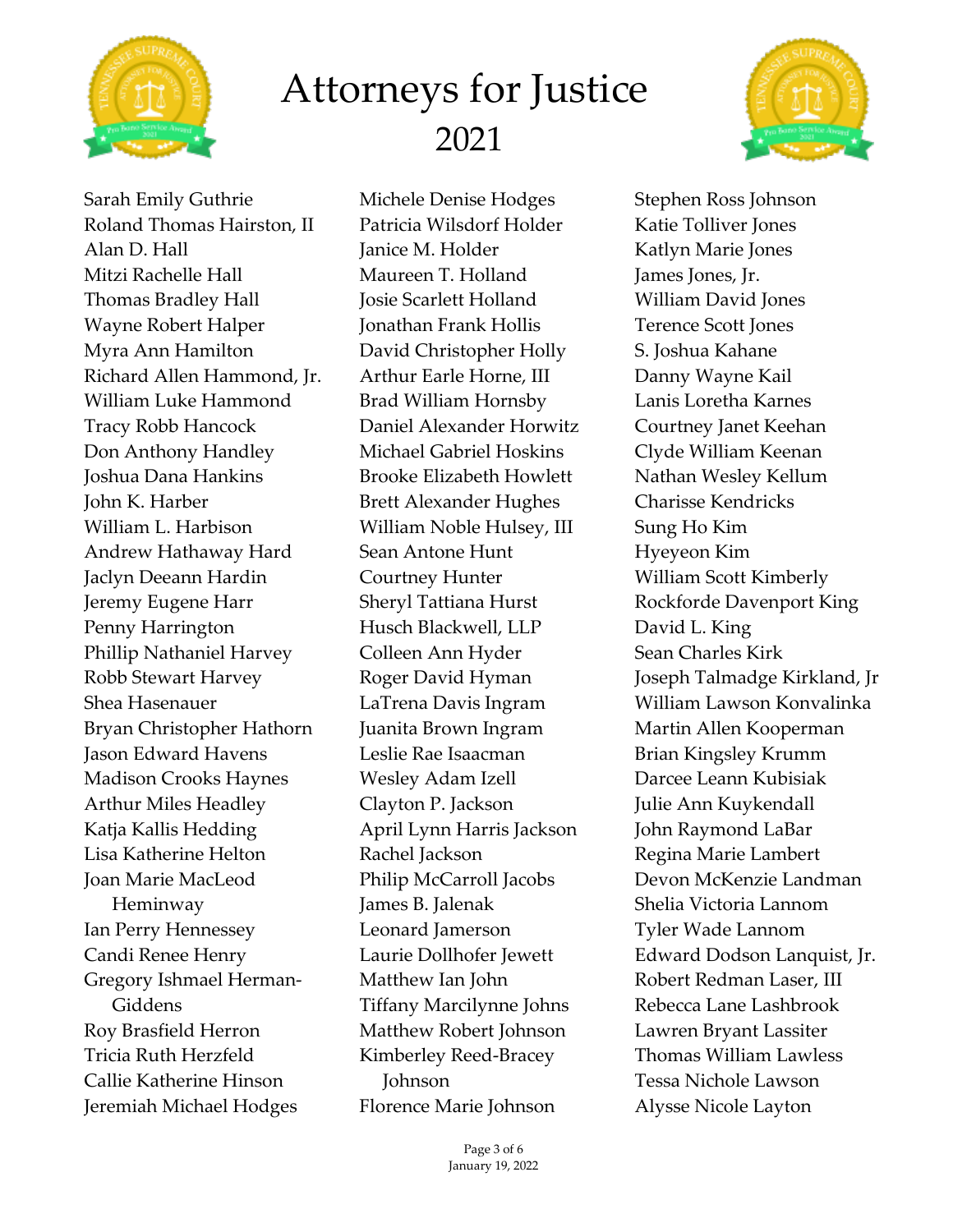# Attorneys for Justice
## 2021

Sarah Emily Guthrie
Roland Thomas Hairston, II
Alan D. Hall
Mitzi Rachelle Hall
Thomas Bradley Hall
Wayne Robert Halper
Myra Ann Hamilton
Richard Allen Hammond, Jr.
William Luke Hammond
Tracy Robb Hancock
Don Anthony Handley
Joshua Dana Hankins
John K. Harber
William L. Harbison
Andrew Hathaway Hard
Jaclyn Deeann Hardin
Jeremy Eugene Harr
Penny Harrington
Phillip Nathaniel Harvey
Robb Stewart Harvey
Shea Hasenauer
Bryan Christopher Hathorn
Jason Edward Havens
Madison Crooks Haynes
Arthur Miles Headley
Katja Kallis Hedding
Lisa Katherine Helton
Joan Marie MacLeod Heminway
Ian Perry Hennessey
Candi Renee Henry
Gregory Ishmael Herman-Giddens
Roy Brasfield Herron
Tricia Ruth Herzfeld
Callie Katherine Hinson
Jeremiah Michael Hodges
Michele Denise Hodges
Patricia Wilsdorf Holder
Janice M. Holder
Maureen T. Holland
Josie Scarlett Holland
Jonathan Frank Hollis
David Christopher Holly
Arthur Earle Horne, III
Brad William Hornsby
Daniel Alexander Horwitz
Michael Gabriel Hoskins
Brooke Elizabeth Howlett
Brett Alexander Hughes
William Noble Hulsey, III
Sean Antone Hunt
Courtney Hunter
Sheryl Tattiana Hurst
Husch Blackwell, LLP
Colleen Ann Hyder
Roger David Hyman
LaTrena Davis Ingram
Juanita Brown Ingram
Leslie Rae Isaacman
Wesley Adam Izell
Clayton P. Jackson
April Lynn Harris Jackson
Rachel Jackson
Philip McCarroll Jacobs
James B. Jalenak
Leonard Jamerson
Laurie Dollhofer Jewett
Matthew Ian John
Tiffany Marcilynne Johns
Matthew Robert Johnson
Kimberley Reed-Bracey Johnson
Florence Marie Johnson
Stephen Ross Johnson
Katie Tolliver Jones
Katlyn Marie Jones
James Jones, Jr.
William David Jones
Terence Scott Jones
S. Joshua Kahane
Danny Wayne Kail
Lanis Loretha Karnes
Courtney Janet Keehan
Clyde William Keenan
Nathan Wesley Kellum
Charisse Kendricks
Sung Ho Kim
Hyeyeon Kim
William Scott Kimberly
Rockforde Davenport King
David L. King
Sean Charles Kirk
Joseph Talmadge Kirkland, Jr
William Lawson Konvalinka
Martin Allen Kooperman
Brian Kingsley Krumm
Darcee Leann Kubisiak
Julie Ann Kuykendall
John Raymond LaBar
Regina Marie Lambert
Devon McKenzie Landman
Shelia Victoria Lannom
Tyler Wade Lannom
Edward Dodson Lanquist, Jr.
Robert Redman Laser, III
Rebecca Lane Lashbrook
Lawren Bryant Lassiter
Thomas William Lawless
Tessa Nichole Lawson
Alysse Nicole Layton

January 19, 2022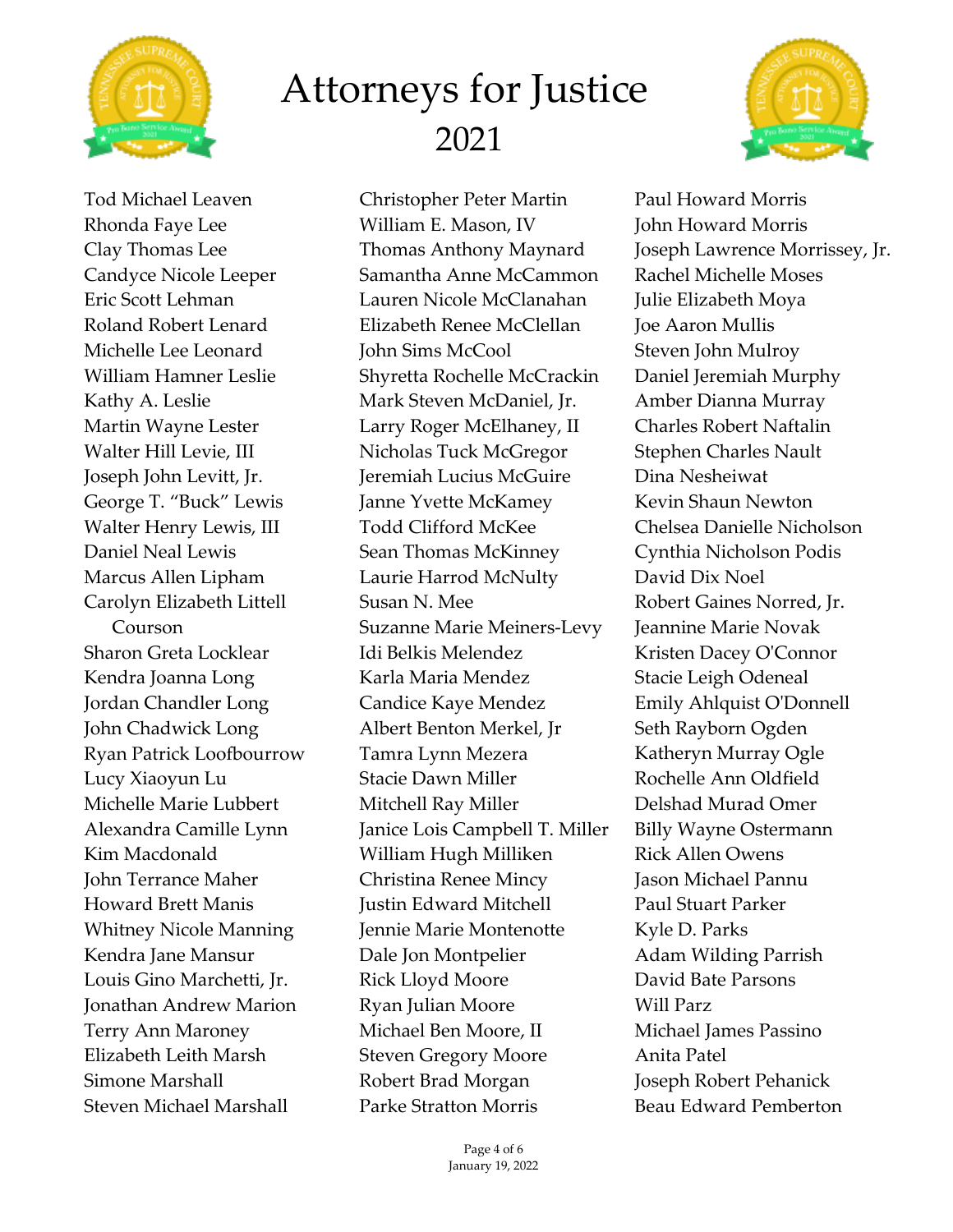# Attorneys for Justice
## 2021

Tod Michael Leaven
Rhonda Faye Lee
Clay Thomas Lee
Candyce Nicole Leeper
Eric Scott Lehman
Roland Robert Lenard
Michelle Lee Leonard
William Hamner Leslie
Kathy A. Leslie
Martin Wayne Lester
Walter Hill Levie, III
Joseph John Levitt, Jr.
George T. "Buck" Lewis
Walter Henry Lewis, III
Daniel Neal Lewis
Marcus Allen Lipham
Carolyn Elizabeth Littell Courson
Sharon Greta Locklear
Kendra Joanna Long
Jordan Chandler Long
John Chadwick Long
Ryan Patrick Loofbourrow
Lucy Xiaoyun Lu
Michelle Marie Lubbert
Alexandra Camille Lynn
Kim Macdonald
John Terrance Maher
Howard Brett Manis
Whitney Nicole Manning
Kendra Jane Mansur
Louis Gino Marchetti, Jr.
Jonathan Andrew Marion
Terry Ann Maroney
Elizabeth Leith Marsh
Simone Marshall
Steven Michael Marshall
Christopher Peter Martin
William E. Mason, IV
Thomas Anthony Maynard
Samantha Anne McCammon
Lauren Nicole McClanahan
Elizabeth Renee McClellan
John Sims McCool
Shyretta Rochelle McCrackin
Mark Steven McDaniel, Jr.
Larry Roger McElhaney, II
Nicholas Tuck McGregor
Jeremiah Lucius McGuire
Janne Yvette McKamey
Todd Clifford McKee
Sean Thomas McKinney
Laurie Harrod McNulty
Susan N. Mee
Suzanne Marie Meiners-Levy
Idi Belkis Melendez
Karla Maria Mendez
Candice Kaye Mendez
Albert Benton Merkel, Jr
Tamra Lynn Mezera
Stacie Dawn Miller
Mitchell Ray Miller
Janice Lois Campbell T. Miller
William Hugh Milliken
Christina Renee Mincy
Justin Edward Mitchell
Jennie Marie Montenotte
Dale Jon Montpelier
Rick Lloyd Moore
Ryan Julian Moore
Michael Ben Moore, II
Steven Gregory Moore
Robert Brad Morgan
Parke Stratton Morris
Paul Howard Morris
John Howard Morris
Joseph Lawrence Morrissey, Jr.
Rachel Michelle Moses
Julie Elizabeth Moya
Joe Aaron Mullis
Steven John Mulroy
Daniel Jeremiah Murphy
Amber Dianna Murray
Charles Robert Naftalin
Stephen Charles Nault
Dina Nesheiwat
Kevin Shaun Newton
Chelsea Danielle Nicholson
Cynthia Nicholson Podis
David Dix Noel
Robert Gaines Norred, Jr.
Jeannine Marie Novak
Kristen Dacey O'Connor
Stacie Leigh Odeneal
Emily Ahlquist O'Donnell
Seth Rayborn Ogden
Katheryn Murray Ogle
Rochelle Ann Oldfield
Delshad Murad Omer
Billy Wayne Ostermann
Rick Allen Owens
Jason Michael Pannu
Paul Stuart Parker
Kyle D. Parks
Adam Wilding Parrish
David Bate Parsons
Will Parz
Michael James Passino
Anita Patel
Joseph Robert Pehanick
Beau Edward Pemberton

January 19, 2022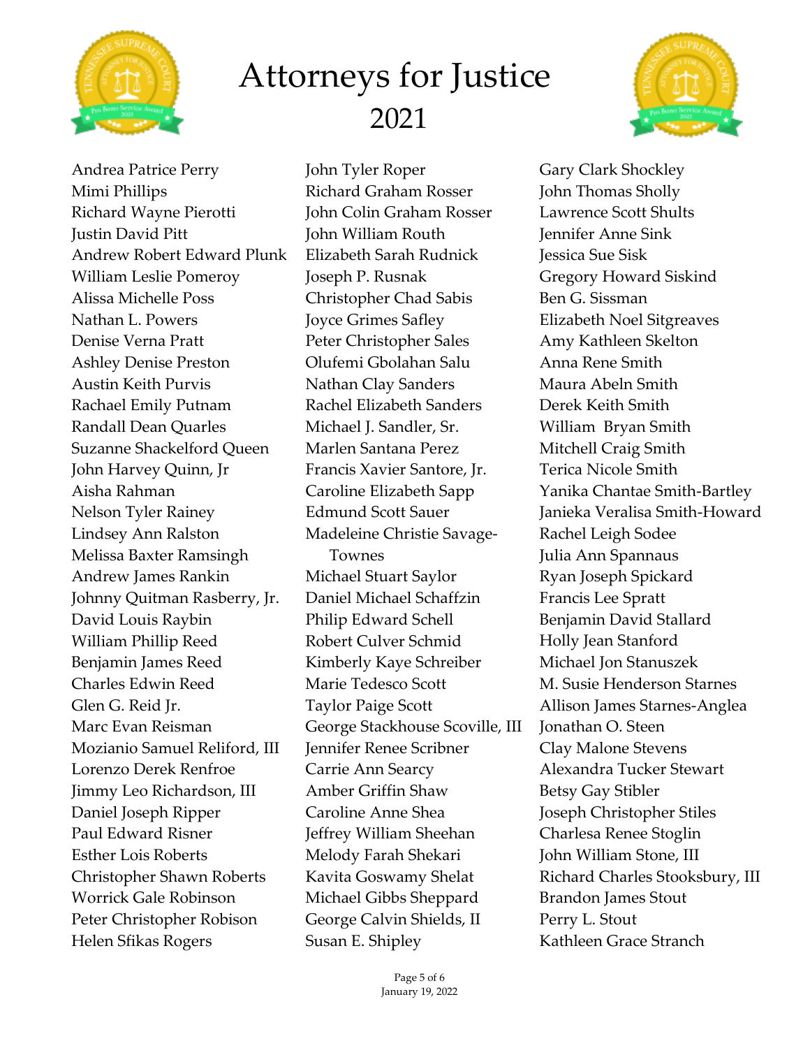# Attorneys for Justice
## 2021

Andrea Patrice Perry
Mimi Phillips
Richard Wayne Pierotti
Justin David Pitt
Andrew Robert Edward Plunk
William Leslie Pomeroy
Alissa Michelle Poss
Nathan L. Powers
Denise Verna Pratt
Ashley Denise Preston
Austin Keith Purvis
Rachael Emily Putnam
Randall Dean Quarles
Suzanne Shackelford Queen
John Harvey Quinn, Jr
Aisha Rahman
Nelson Tyler Rainey
Lindsey Ann Ralston
Melissa Baxter Ramsingh
Andrew James Rankin
Johnny Quitman Rasberry, Jr.
David Louis Raybin
William Phillip Reed
Benjamin James Reed
Charles Edwin Reed
Glen G. Reid Jr.
Marc Evan Reisman
Mozianio Samuel Reliford, III
Lorenzo Derek Renfroe
Jimmy Leo Richardson, III
Daniel Joseph Ripper
Paul Edward Risner
Esther Lois Roberts
Christopher Shawn Roberts
Worrick Gale Robinson
Peter Christopher Robison
Helen Sfikas Rogers
John Tyler Roper
Richard Graham Rosser
John Colin Graham Rosser
John William Routh
Elizabeth Sarah Rudnick
Joseph P. Rusnak
Christopher Chad Sabis
Joyce Grimes Safley
Peter Christopher Sales
Olufemi Gbolahan Salu
Nathan Clay Sanders
Rachel Elizabeth Sanders
Michael J. Sandler, Sr.
Marlen Santana Perez
Francis Xavier Santore, Jr.
Caroline Elizabeth Sapp
Edmund Scott Sauer
Madeleine Christie Savage-Townes
Michael Stuart Saylor
Daniel Michael Schaffzin
Philip Edward Schell
Robert Culver Schmid
Kimberly Kaye Schreiber
Marie Tedesco Scott
Taylor Paige Scott
George Stackhouse Scoville, III
Jennifer Renee Scribner
Carrie Ann Searcy
Amber Griffin Shaw
Caroline Anne Shea
Jeffrey William Sheehan
Melody Farah Shekari
Kavita Goswamy Shelat
Michael Gibbs Sheppard
George Calvin Shields, II
Susan E. Shipley
Gary Clark Shockley
John Thomas Sholly
Lawrence Scott Shults
Jennifer Anne Sink
Jessica Sue Sisk
Gregory Howard Siskind
Ben G. Sissman
Elizabeth Noel Sitgreaves
Amy Kathleen Skelton
Anna Rene Smith
Maura Abeln Smith
Derek Keith Smith
William Bryan Smith
Mitchell Craig Smith
Terica Nicole Smith
Yanika Chantae Smith-Bartley
Janieka Veralisa Smith-Howard
Rachel Leigh Sodee
Julia Ann Spannaus
Ryan Joseph Spickard
Francis Lee Spratt
Benjamin David Stallard
Holly Jean Stanford
Michael Jon Stanuszek
M. Susie Henderson Starnes
Allison James Starnes-Anglea
Jonathan O. Steen
Clay Malone Stevens
Alexandra Tucker Stewart
Betsy Gay Stibler
Joseph Christopher Stiles
Charlesa Renee Stoglin
John William Stone, III
Richard Charles Stooksbury, III
Brandon James Stout
Perry L. Stout
Kathleen Grace Stranch

January 19, 2022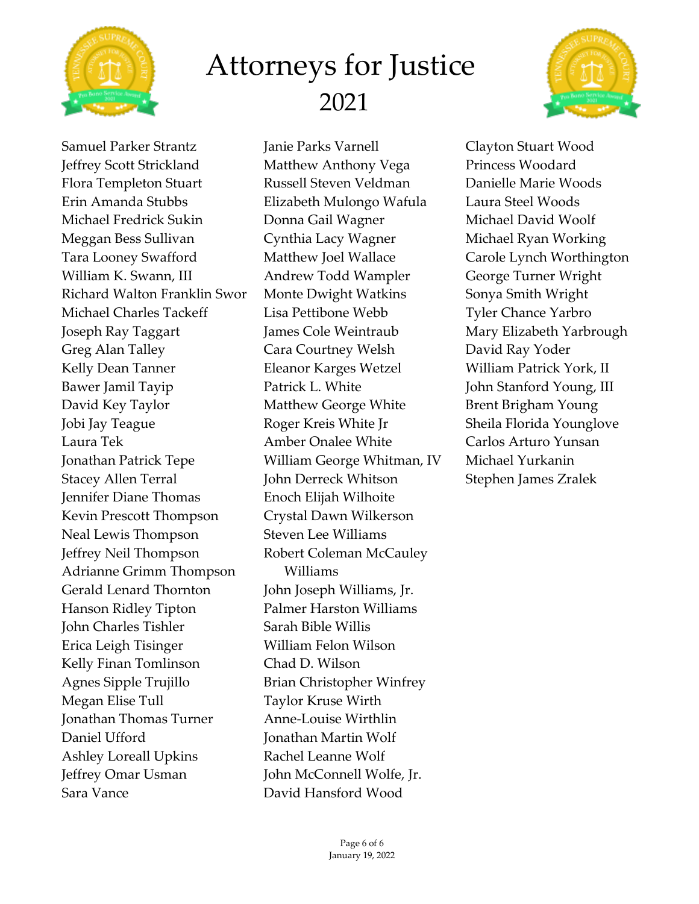# Attorneys for Justice
## 2021

Samuel Parker Strantz
Jeffrey Scott Strickland
Flora Templeton Stuart
Erin Amanda Stubbs
Michael Fredrick Sukin
Meggan Bess Sullivan
Tara Looney Swafford
William K. Swann, III
Richard Walton Franklin Swor
Michael Charles Tackeff
Joseph Ray Taggart
Greg Alan Talley
Kelly Dean Tanner
Bawer Jamil Tayip
David Key Taylor
Jobi Jay Teague
Laura Tek
Jonathan Patrick Tepe
Stacey Allen Terral
Jennifer Diane Thomas
Kevin Prescott Thompson
Neal Lewis Thompson
Jeffrey Neil Thompson
Adrianne Grimm Thompson
Gerald Lenard Thornton
Hanson Ridley Tipton
John Charles Tishler
Erica Leigh Tisinger
Kelly Finan Tomlinson
Agnes Sipple Trujillo
Megan Elise Tull
Jonathan Thomas Turner
Daniel Ufford
Ashley Loreall Upkins
Jeffrey Omar Usman
Sara Vance
Janie Parks Varnell
Matthew Anthony Vega
Russell Steven Veldman
Elizabeth Mulongo Wafula
Donna Gail Wagner
Cynthia Lacy Wagner
Matthew Joel Wallace
Andrew Todd Wampler
Monte Dwight Watkins
Lisa Pettibone Webb
James Cole Weintraub
Cara Courtney Welsh
Eleanor Karges Wetzel
Patrick L. White
Matthew George White
Roger Kreis White Jr
Amber Onalee White
William George Whitman, IV
John Derreck Whitson
Enoch Elijah Wilhoite
Crystal Dawn Wilkerson
Steven Lee Williams
Robert Coleman McCauley Williams
John Joseph Williams, Jr.
Palmer Harston Williams
Sarah Bible Willis
William Felon Wilson
Chad D. Wilson
Brian Christopher Winfrey
Taylor Kruse Wirth
Anne-Louise Wirthlin
Jonathan Martin Wolf
Rachel Leanne Wolf
John McConnell Wolfe, Jr.
David Hansford Wood
Clayton Stuart Wood
Princess Woodard
Danielle Marie Woods
Laura Steel Woods
Michael David Woolf
Michael Ryan Working
Carole Lynch Worthington
George Turner Wright
Sonya Smith Wright
Tyler Chance Yarbro
Mary Elizabeth Yarbrough
David Ray Yoder
William Patrick York, II
John Stanford Young, III
Brent Brigham Young
Sheila Florida Younglove
Carlos Arturo Yunsan
Michael Yurkanin
Stephen James Zralek

January 19, 2022